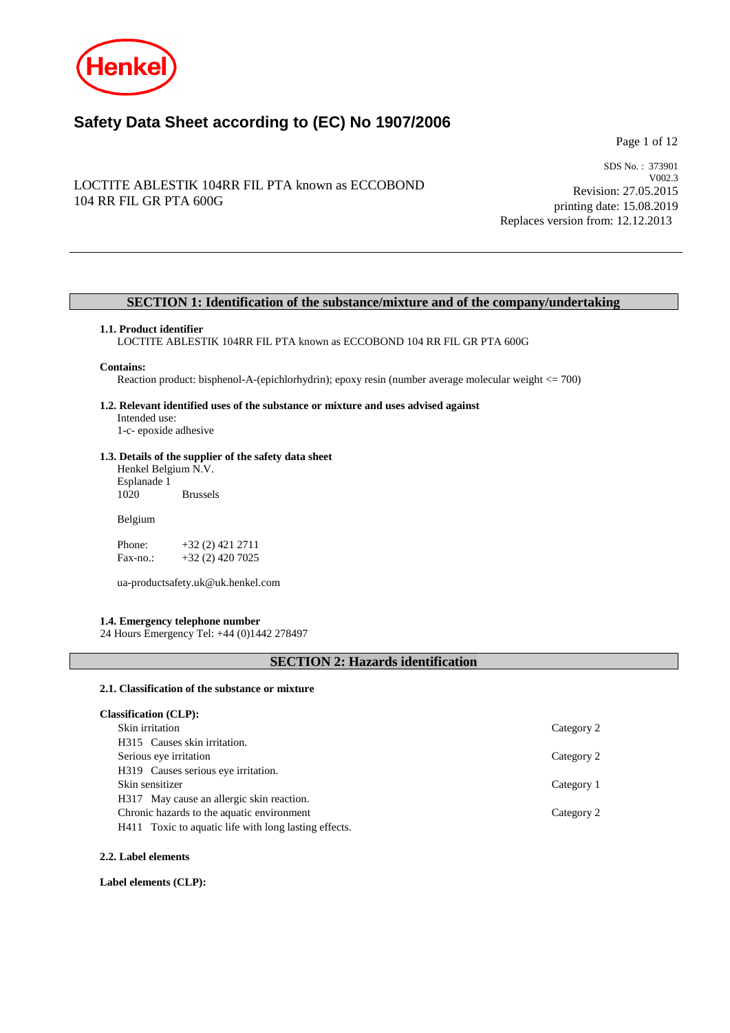# Safety Data Sheet according to (EC) No 1907/2006

LOCTITE ABLESTIK 104RR FIL PTA known as ECCOBOND 104 RR FIL GR PTA 600G

SDS No. : 373901
V002.3
Revision: 27.05.2015
printing date: 15.08.2019
Replaces version from: 12.12.2013

## SECTION 1: Identification of the substance/mixture and of the company/undertaking

### 1.1. Product identifier

LOCTITE ABLESTIK 104RR FIL PTA known as ECCOBOND 104 RR FIL GR PTA 600G

**Contains:**

Reaction product: bisphenol-A-(epichlorhydrin); epoxy resin (number average molecular weight <= 700)

### 1.2. Relevant identified uses of the substance or mixture and uses advised against

Intended use:
1-c- epoxide adhesive

### 1.3. Details of the supplier of the safety data sheet

Henkel Belgium N.V.
Esplanade 1
1020 Brussels

Belgium

Phone: +32 (2) 421 2711
Fax-no.: +32 (2) 420 7025

ua-productsafety.uk@uk.henkel.com

### 1.4. Emergency telephone number

24 Hours Emergency Tel: +44 (0)1442 278497

## SECTION 2: Hazards identification

### 2.1. Classification of the substance or mixture

**Classification (CLP):**

| | |
|---|---|
| Skin irritation | Category 2 |
| H315 Causes skin irritation. | |
| Serious eye irritation | Category 2 |
| H319 Causes serious eye irritation. | |
| Skin sensitizer | Category 1 |
| H317 May cause an allergic skin reaction. | |
| Chronic hazards to the aquatic environment | Category 2 |
| H411 Toxic to aquatic life with long lasting effects. | |

### 2.2. Label elements

**Label elements (CLP):**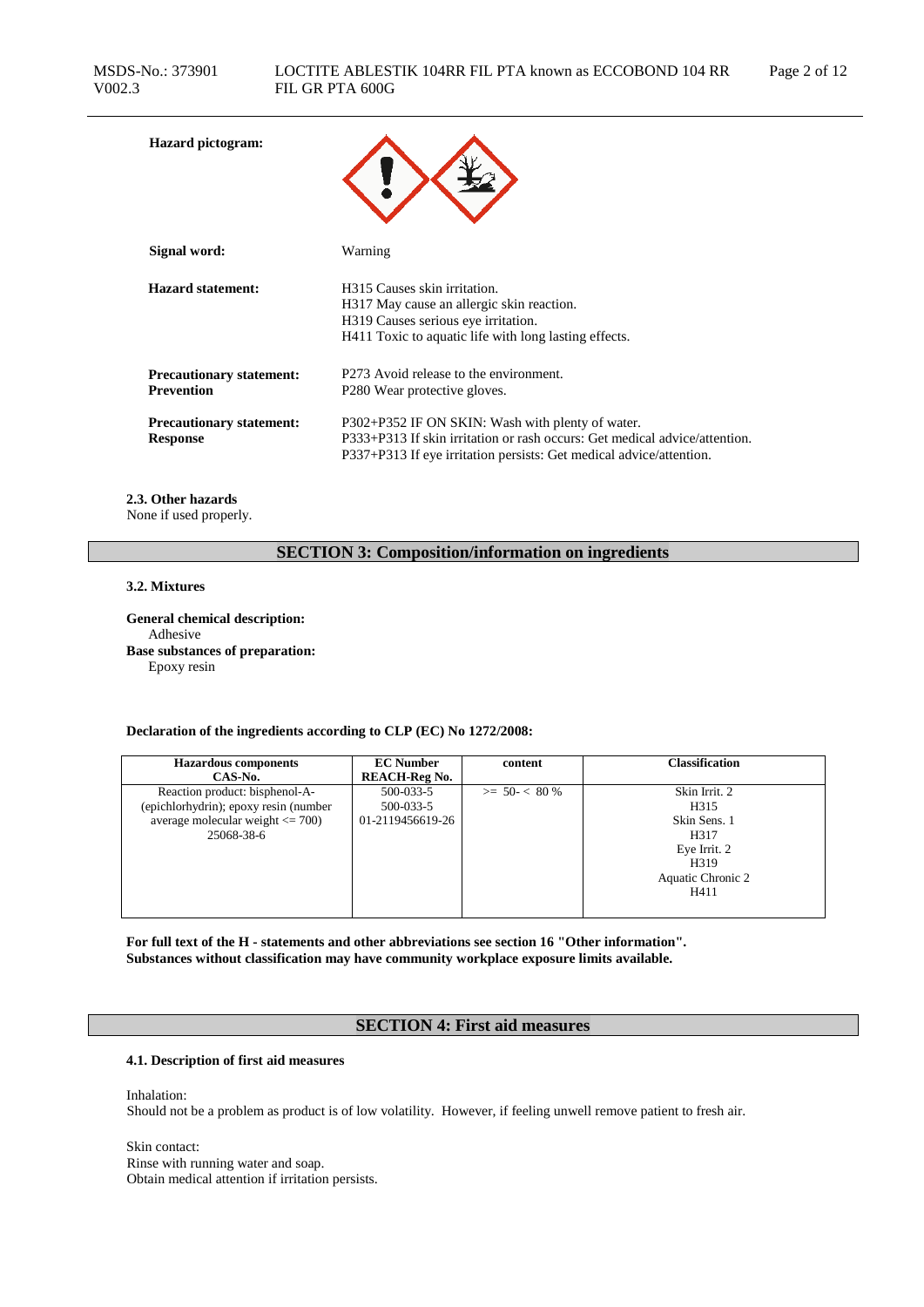**Hazard pictogram:**

**Signal word:** Warning

**Hazard statement:**
H315 Causes skin irritation.
H317 May cause an allergic skin reaction.
H319 Causes serious eye irritation.
H411 Toxic to aquatic life with long lasting effects.

**Precautionary statement: Prevention**
P273 Avoid release to the environment.
P280 Wear protective gloves.

**Precautionary statement: Response**
P302+P352 IF ON SKIN: Wash with plenty of water.
P333+P313 If skin irritation or rash occurs: Get medical advice/attention.
P337+P313 If eye irritation persists: Get medical advice/attention.

**2.3. Other hazards**
None if used properly.

## SECTION 3: Composition/information on ingredients

**3.2. Mixtures**

**General chemical description:**
Adhesive
**Base substances of preparation:**
Epoxy resin

**Declaration of the ingredients according to CLP (EC) No 1272/2008:**

| Hazardous components CAS-No. | EC Number REACH-Reg No. | content | Classification |
|---|---|---|---|
| Reaction product: bisphenol-A-(epichlorhydrin); epoxy resin (number average molecular weight <= 700) 25068-38-6 | 500-033-5 500-033-5 01-2119456619-26 | >= 50- < 80 % | Skin Irrit. 2 H315 Skin Sens. 1 H317 Eye Irrit. 2 H319 Aquatic Chronic 2 H411 |

**For full text of the H - statements and other abbreviations see section 16 "Other information".**
**Substances without classification may have community workplace exposure limits available.**

## SECTION 4: First aid measures

**4.1. Description of first aid measures**

Inhalation:
Should not be a problem as product is of low volatility. However, if feeling unwell remove patient to fresh air.

Skin contact:
Rinse with running water and soap.
Obtain medical attention if irritation persists.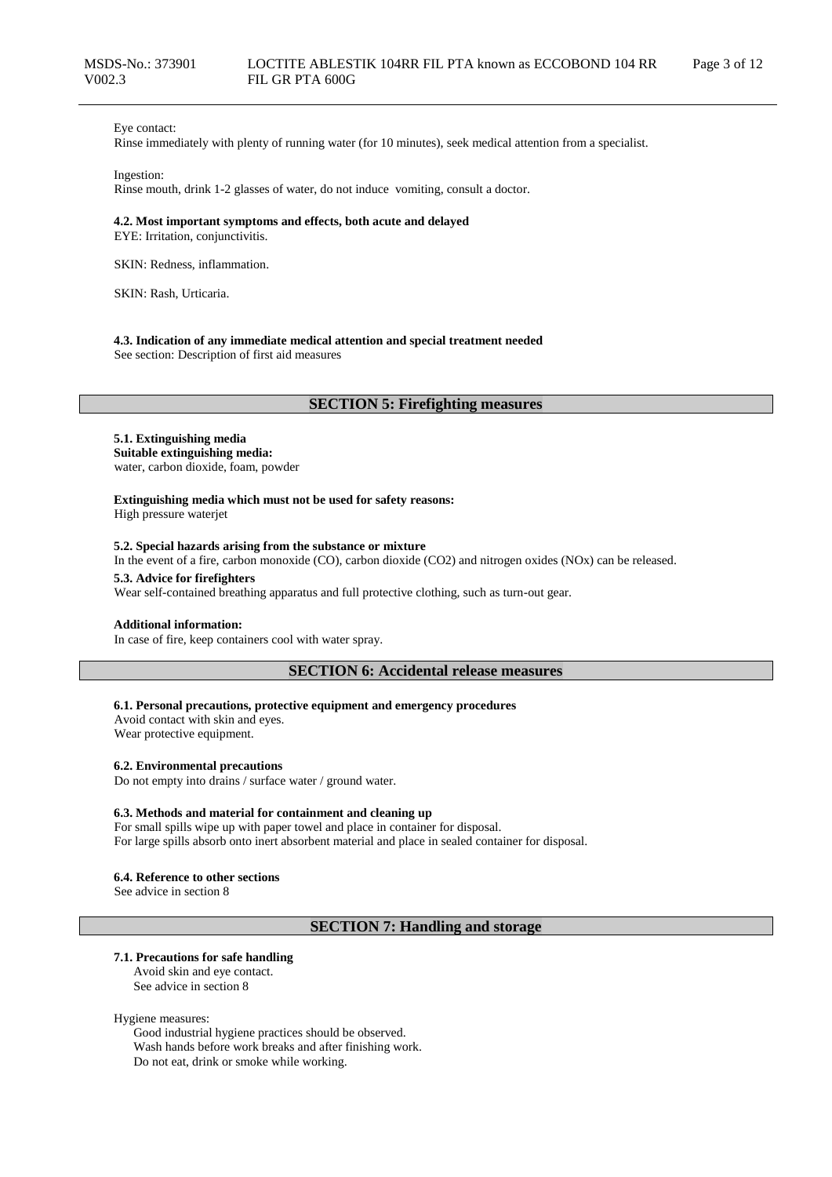Eye contact:
Rinse immediately with plenty of running water (for 10 minutes), seek medical attention from a specialist.

Ingestion:
Rinse mouth, drink 1-2 glasses of water, do not induce vomiting, consult a doctor.

**4.2. Most important symptoms and effects, both acute and delayed**
EYE: Irritation, conjunctivitis.

SKIN: Redness, inflammation.

SKIN: Rash, Urticaria.

**4.3. Indication of any immediate medical attention and special treatment needed**
See section: Description of first aid measures

## SECTION 5: Firefighting measures

**5.1. Extinguishing media**
**Suitable extinguishing media:**
water, carbon dioxide, foam, powder

**Extinguishing media which must not be used for safety reasons:**
High pressure waterjet

**5.2. Special hazards arising from the substance or mixture**
In the event of a fire, carbon monoxide (CO), carbon dioxide ($CO_2$) and nitrogen oxides ($NO_x$) can be released.

**5.3. Advice for firefighters**
Wear self-contained breathing apparatus and full protective clothing, such as turn-out gear.

**Additional information:**
In case of fire, keep containers cool with water spray.

## SECTION 6: Accidental release measures

**6.1. Personal precautions, protective equipment and emergency procedures**
Avoid contact with skin and eyes.
Wear protective equipment.

**6.2. Environmental precautions**
Do not empty into drains / surface water / ground water.

**6.3. Methods and material for containment and cleaning up**
For small spills wipe up with paper towel and place in container for disposal.
For large spills absorb onto inert absorbent material and place in sealed container for disposal.

**6.4. Reference to other sections**
See advice in section 8

## SECTION 7: Handling and storage

**7.1. Precautions for safe handling**
Avoid skin and eye contact.
See advice in section 8

Hygiene measures:
Good industrial hygiene practices should be observed.
Wash hands before work breaks and after finishing work.
Do not eat, drink or smoke while working.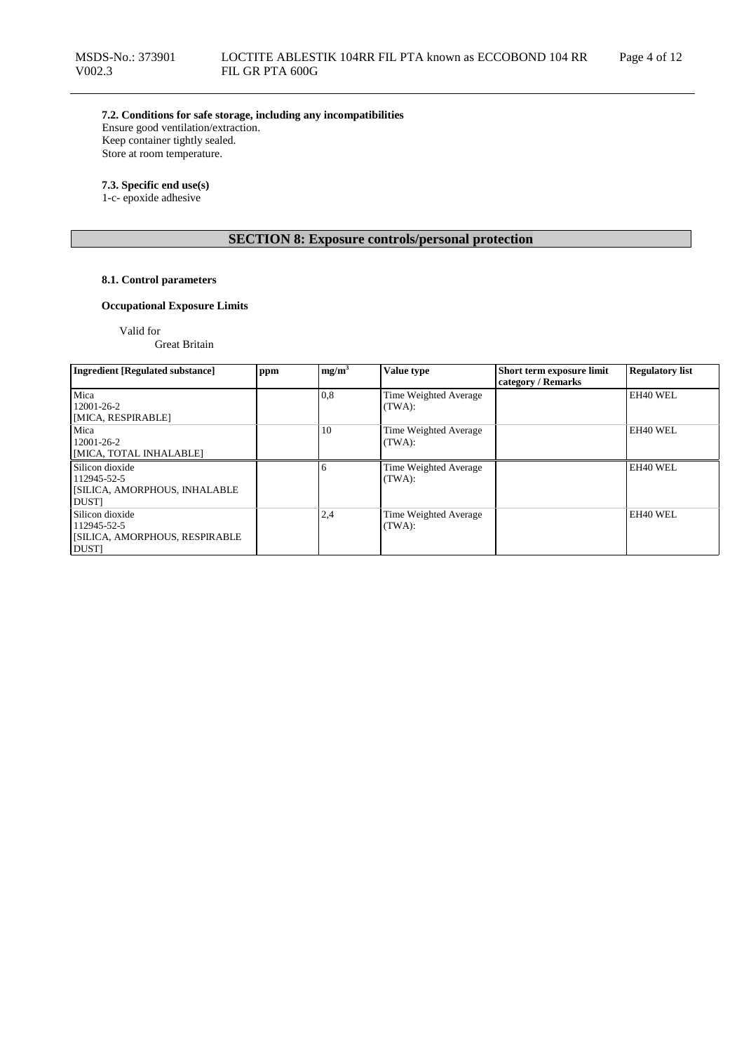**7.2. Conditions for safe storage, including any incompatibilities**

Ensure good ventilation/extraction.
Keep container tightly sealed.
Store at room temperature.

**7.3. Specific end use(s)**

1-c- epoxide adhesive

## SECTION 8: Exposure controls/personal protection

**8.1. Control parameters**

**Occupational Exposure Limits**

Valid for
Great Britain

| Ingredient [Regulated substance] | ppm | $mg/m^3$ | Value type | Short term exposure limit category / Remarks | Regulatory list |
|---|---|---|---|---|---|
| Mica<br>12001-26-2<br>[MICA, RESPIRABLE] | | 0,8 | Time Weighted Average (TWA): | | EH40 WEL |
| Mica<br>12001-26-2<br>[MICA, TOTAL INHALABLE] | | 10 | Time Weighted Average (TWA): | | EH40 WEL |
| Silicon dioxide<br>112945-52-5<br>[SILICA, AMORPHOUS, INHALABLE DUST] | | 6 | Time Weighted Average (TWA): | | EH40 WEL |
| Silicon dioxide<br>112945-52-5<br>[SILICA, AMORPHOUS, RESPIRABLE DUST] | | 2,4 | Time Weighted Average (TWA): | | EH40 WEL |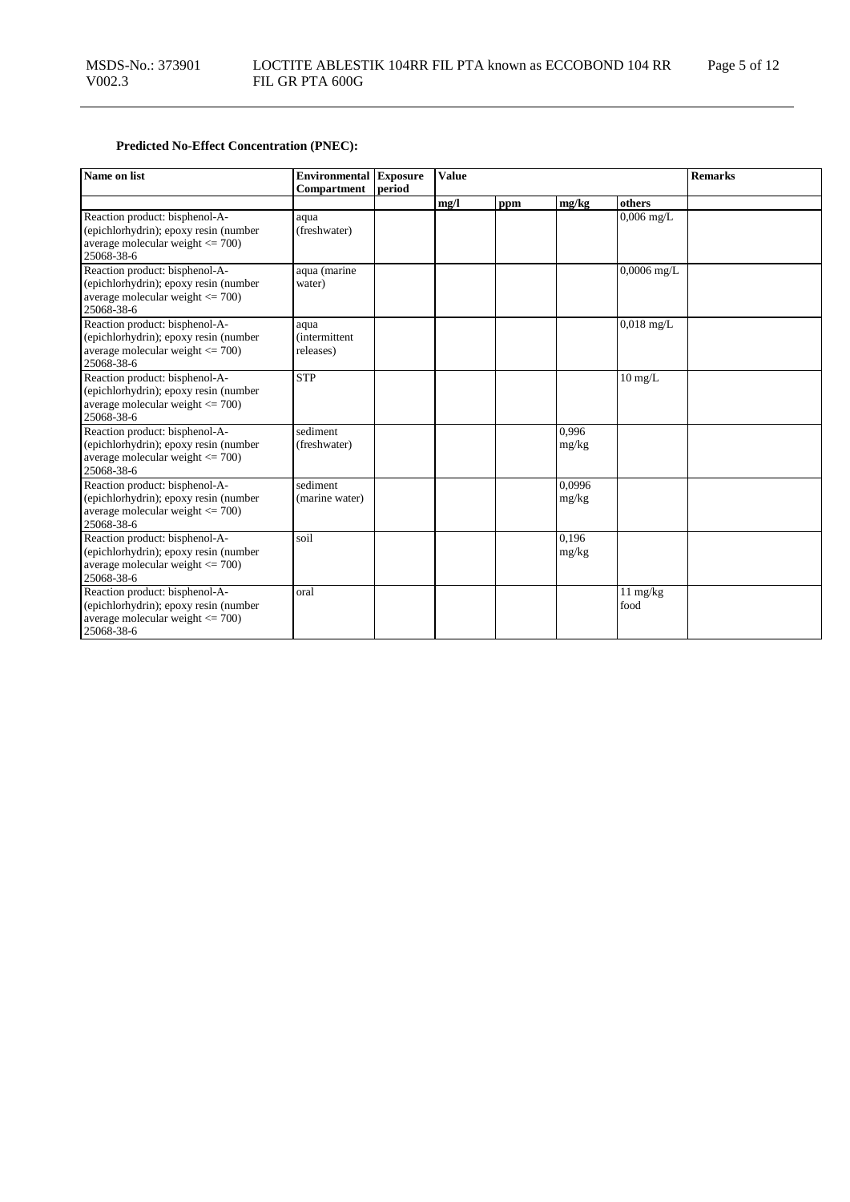**Predicted No-Effect Concentration (PNEC):**

| Name on list | Environmental Compartment | Exposure period | Value | | | | Remarks |
|---|---|---|---|---|---|---|---|
| | | | mg/l | ppm | mg/kg | others | |
| Reaction product: bisphenol-A-(epichlorhydrin); epoxy resin (number average molecular weight <= 700) 25068-38-6 | aqua (freshwater) | | | | | 0,006 mg/L | |
| Reaction product: bisphenol-A-(epichlorhydrin); epoxy resin (number average molecular weight <= 700) 25068-38-6 | aqua (marine water) | | | | | 0,0006 mg/L | |
| Reaction product: bisphenol-A-(epichlorhydrin); epoxy resin (number average molecular weight <= 700) 25068-38-6 | aqua (intermittent releases) | | | | | 0,018 mg/L | |
| Reaction product: bisphenol-A-(epichlorhydrin); epoxy resin (number average molecular weight <= 700) 25068-38-6 | STP | | | | | 10 mg/L | |
| Reaction product: bisphenol-A-(epichlorhydrin); epoxy resin (number average molecular weight <= 700) 25068-38-6 | sediment (freshwater) | | | | 0,996 mg/kg | | |
| Reaction product: bisphenol-A-(epichlorhydrin); epoxy resin (number average molecular weight <= 700) 25068-38-6 | sediment (marine water) | | | | 0,0996 mg/kg | | |
| Reaction product: bisphenol-A-(epichlorhydrin); epoxy resin (number average molecular weight <= 700) 25068-38-6 | soil | | | | 0,196 mg/kg | | |
| Reaction product: bisphenol-A-(epichlorhydrin); epoxy resin (number average molecular weight <= 700) 25068-38-6 | oral | | | | | 11 mg/kg food | |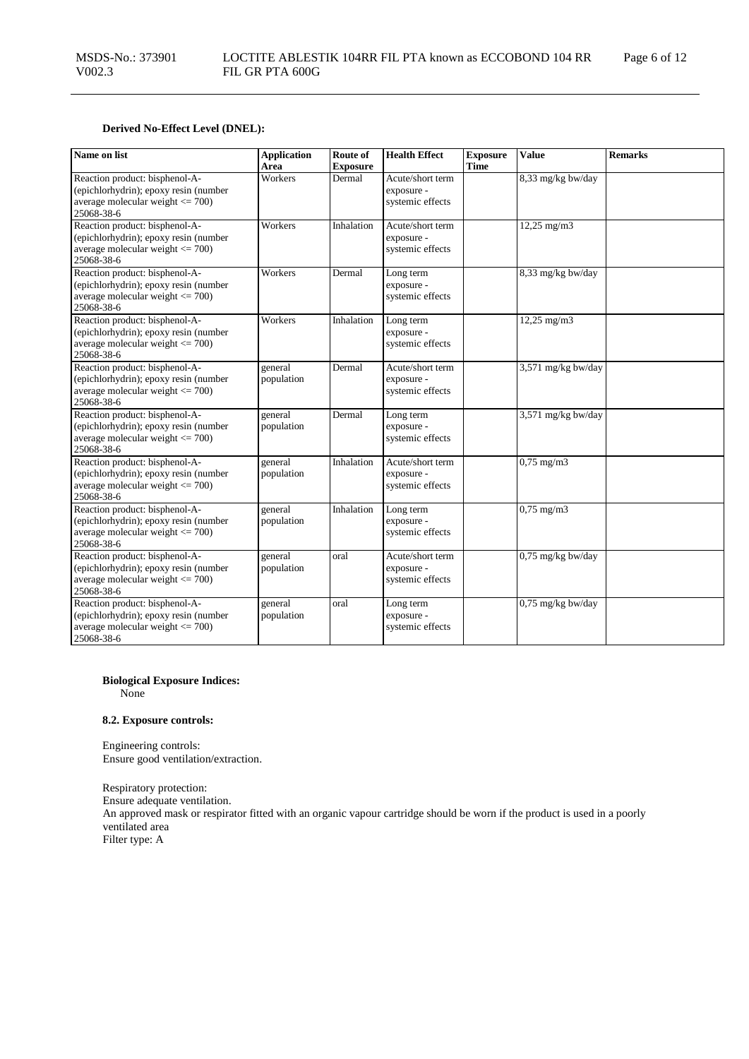**Derived No-Effect Level (DNEL):**

| Name on list | Application Area | Route of Exposure | Health Effect | Exposure Time | Value | Remarks |
|---|---|---|---|---|---|---|
| Reaction product: bisphenol-A-(epichlorhydrin); epoxy resin (number average molecular weight <= 700) 25068-38-6 | Workers | Dermal | Acute/short term exposure - systemic effects | | 8,33 mg/kg bw/day | |
| Reaction product: bisphenol-A-(epichlorhydrin); epoxy resin (number average molecular weight <= 700) 25068-38-6 | Workers | Inhalation | Acute/short term exposure - systemic effects | | 12,25 mg/m3 | |
| Reaction product: bisphenol-A-(epichlorhydrin); epoxy resin (number average molecular weight <= 700) 25068-38-6 | Workers | Dermal | Long term exposure - systemic effects | | 8,33 mg/kg bw/day | |
| Reaction product: bisphenol-A-(epichlorhydrin); epoxy resin (number average molecular weight <= 700) 25068-38-6 | Workers | Inhalation | Long term exposure - systemic effects | | 12,25 mg/m3 | |
| Reaction product: bisphenol-A-(epichlorhydrin); epoxy resin (number average molecular weight <= 700) 25068-38-6 | general population | Dermal | Acute/short term exposure - systemic effects | | 3,571 mg/kg bw/day | |
| Reaction product: bisphenol-A-(epichlorhydrin); epoxy resin (number average molecular weight <= 700) 25068-38-6 | general population | Dermal | Long term exposure - systemic effects | | 3,571 mg/kg bw/day | |
| Reaction product: bisphenol-A-(epichlorhydrin); epoxy resin (number average molecular weight <= 700) 25068-38-6 | general population | Inhalation | Acute/short term exposure - systemic effects | | 0,75 mg/m3 | |
| Reaction product: bisphenol-A-(epichlorhydrin); epoxy resin (number average molecular weight <= 700) 25068-38-6 | general population | Inhalation | Long term exposure - systemic effects | | 0,75 mg/m3 | |
| Reaction product: bisphenol-A-(epichlorhydrin); epoxy resin (number average molecular weight <= 700) 25068-38-6 | general population | oral | Acute/short term exposure - systemic effects | | 0,75 mg/kg bw/day | |
| Reaction product: bisphenol-A-(epichlorhydrin); epoxy resin (number average molecular weight <= 700) 25068-38-6 | general population | oral | Long term exposure - systemic effects | | 0,75 mg/kg bw/day | |

**Biological Exposure Indices:**
None

**8.2. Exposure controls:**

Engineering controls:
Ensure good ventilation/extraction.

Respiratory protection:
Ensure adequate ventilation.
An approved mask or respirator fitted with an organic vapour cartridge should be worn if the product is used in a poorly ventilated area
Filter type: A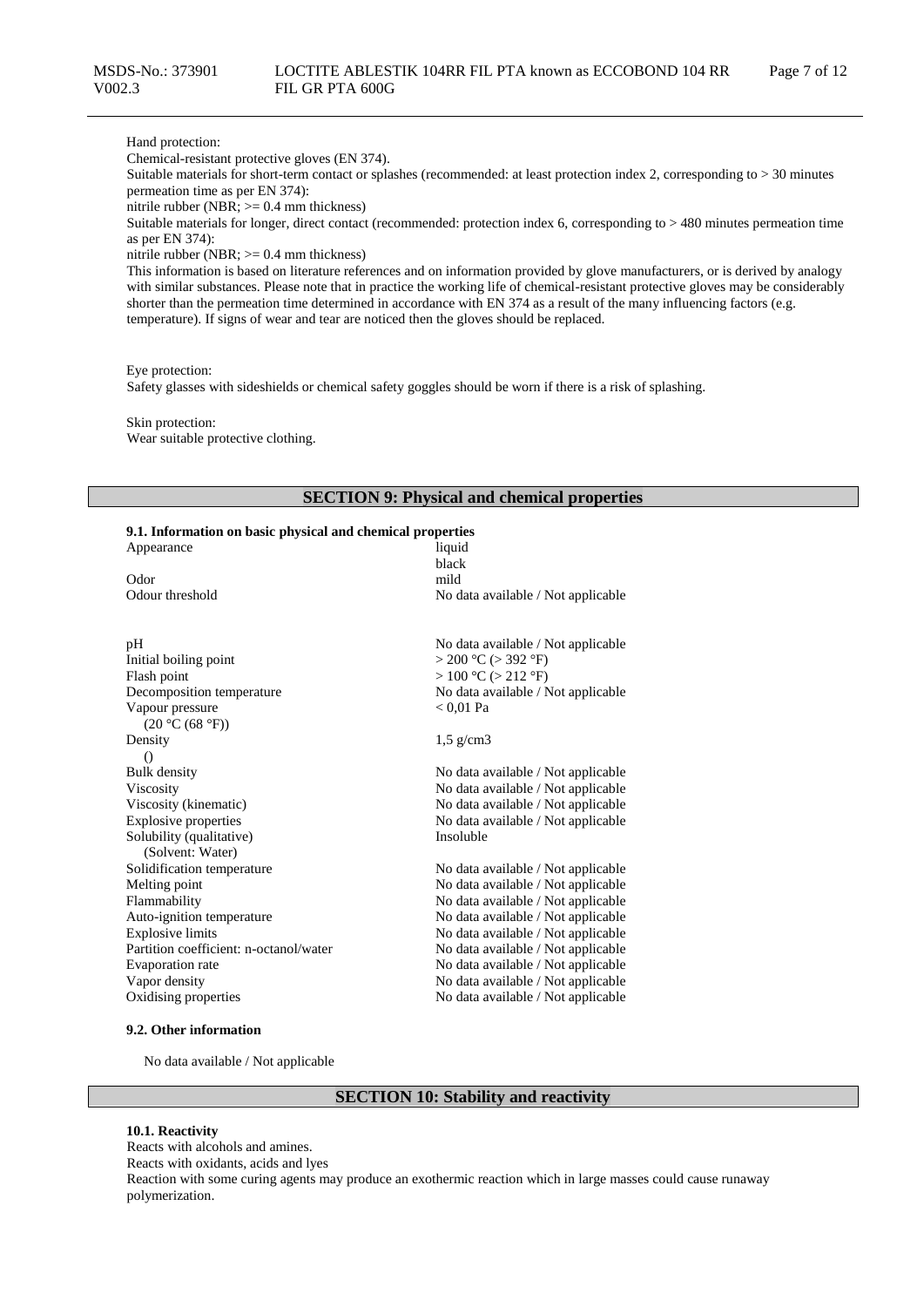Hand protection:
Chemical-resistant protective gloves (EN 374).
Suitable materials for short-term contact or splashes (recommended: at least protection index 2, corresponding to > 30 minutes permeation time as per EN 374):
nitrile rubber (NBR; >= 0.4 mm thickness)
Suitable materials for longer, direct contact (recommended: protection index 6, corresponding to > 480 minutes permeation time as per EN 374):
nitrile rubber (NBR; >= 0.4 mm thickness)
This information is based on literature references and on information provided by glove manufacturers, or is derived by analogy with similar substances. Please note that in practice the working life of chemical-resistant protective gloves may be considerably shorter than the permeation time determined in accordance with EN 374 as a result of the many influencing factors (e.g. temperature). If signs of wear and tear are noticed then the gloves should be replaced.

Eye protection:
Safety glasses with sideshields or chemical safety goggles should be worn if there is a risk of splashing.

Skin protection:
Wear suitable protective clothing.

## SECTION 9: Physical and chemical properties

**9.1. Information on basic physical and chemical properties**

| | |
|---|---|
| Appearance | liquid<br>black |
| Odor | mild |
| Odour threshold | No data available / Not applicable |
| pH | No data available / Not applicable |
| Initial boiling point | > 200 °C (> 392 °F) |
| Flash point | > 100 °C (> 212 °F) |
| Decomposition temperature | No data available / Not applicable |
| Vapour pressure<br>(20 °C (68 °F)) | < 0,01 Pa |
| Density<br>() | 1,5 g/cm3 |
| Bulk density | No data available / Not applicable |
| Viscosity | No data available / Not applicable |
| Viscosity (kinematic) | No data available / Not applicable |
| Explosive properties | No data available / Not applicable |
| Solubility (qualitative)<br>(Solvent: Water) | Insoluble |
| Solidification temperature | No data available / Not applicable |
| Melting point | No data available / Not applicable |
| Flammability | No data available / Not applicable |
| Auto-ignition temperature | No data available / Not applicable |
| Explosive limits | No data available / Not applicable |
| Partition coefficient: n-octanol/water | No data available / Not applicable |
| Evaporation rate | No data available / Not applicable |
| Vapor density | No data available / Not applicable |
| Oxidising properties | No data available / Not applicable |

**9.2. Other information**

No data available / Not applicable

## SECTION 10: Stability and reactivity

**10.1. Reactivity**

Reacts with alcohols and amines.
Reacts with oxidants, acids and lyes
Reaction with some curing agents may produce an exothermic reaction which in large masses could cause runaway polymerization.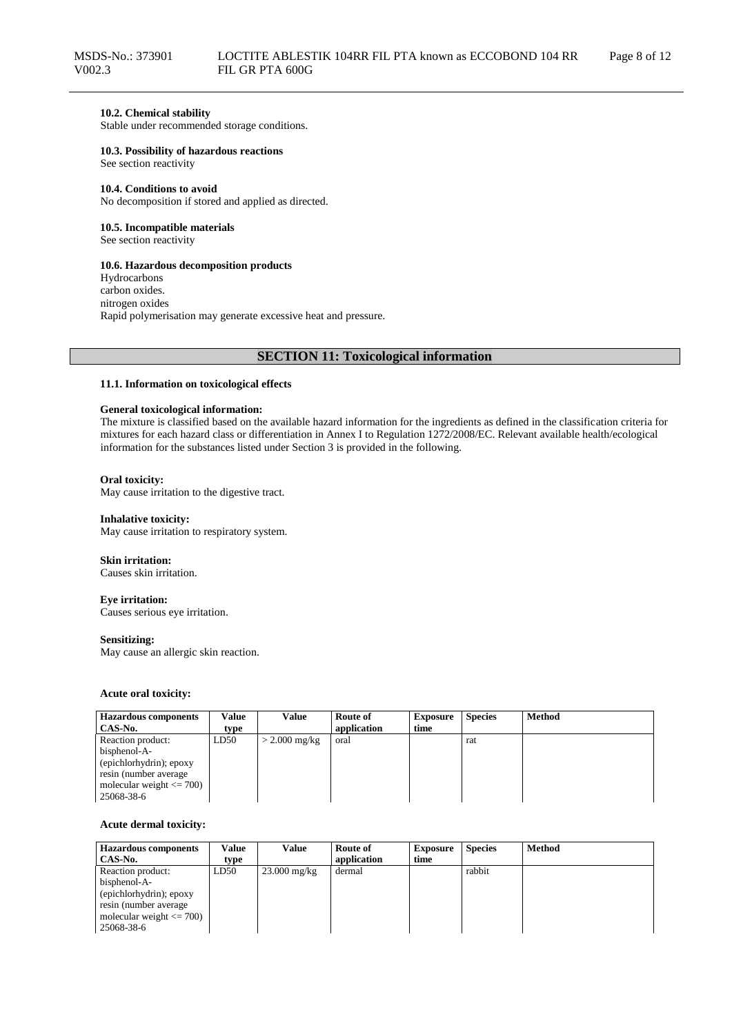**10.2. Chemical stability**
Stable under recommended storage conditions.

**10.3. Possibility of hazardous reactions**
See section reactivity

**10.4. Conditions to avoid**
No decomposition if stored and applied as directed.

**10.5. Incompatible materials**
See section reactivity

**10.6. Hazardous decomposition products**
Hydrocarbons
carbon oxides.
nitrogen oxides
Rapid polymerisation may generate excessive heat and pressure.

## SECTION 11: Toxicological information

**11.1. Information on toxicological effects**

**General toxicological information:**
The mixture is classified based on the available hazard information for the ingredients as defined in the classification criteria for mixtures for each hazard class or differentiation in Annex I to Regulation 1272/2008/EC. Relevant available health/ecological information for the substances listed under Section 3 is provided in the following.

**Oral toxicity:**
May cause irritation to the digestive tract.

**Inhalative toxicity:**
May cause irritation to respiratory system.

**Skin irritation:**
Causes skin irritation.

**Eye irritation:**
Causes serious eye irritation.

**Sensitizing:**
May cause an allergic skin reaction.

**Acute oral toxicity:**

| Hazardous components CAS-No. | Value type | Value | Route of application | Exposure time | Species | Method |
|---|---|---|---|---|---|---|
| Reaction product: bisphenol-A-(epichlorhydrin); epoxy resin (number average molecular weight <= 700) 25068-38-6 | LD50 | > 2.000 mg/kg | oral | | rat | |

**Acute dermal toxicity:**

| Hazardous components CAS-No. | Value type | Value | Route of application | Exposure time | Species | Method |
|---|---|---|---|---|---|---|
| Reaction product: bisphenol-A-(epichlorhydrin); epoxy resin (number average molecular weight <= 700) 25068-38-6 | LD50 | 23.000 mg/kg | dermal | | rabbit | |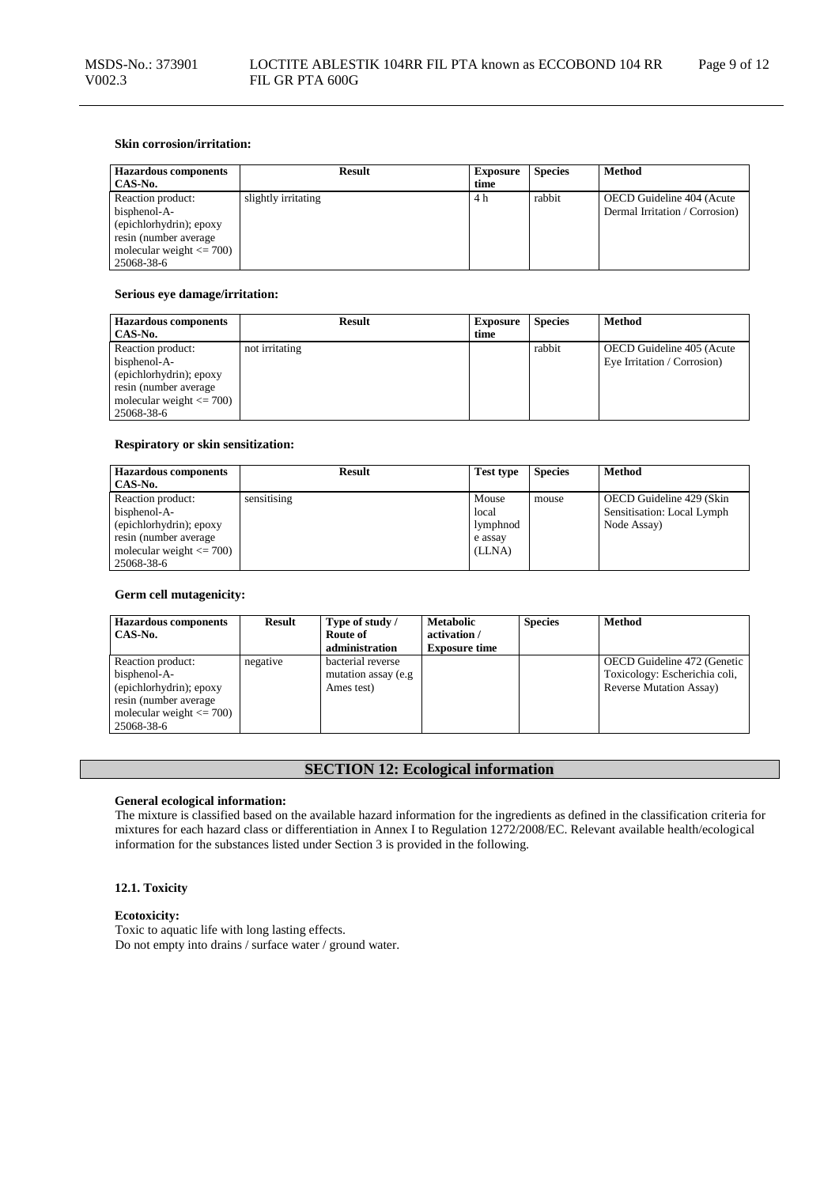**Skin corrosion/irritation:**

| Hazardous components CAS-No. | Result | Exposure time | Species | Method |
|---|---|---|---|---|
| Reaction product: bisphenol-A-(epichlorhydrin); epoxy resin (number average molecular weight <= 700) 25068-38-6 | slightly irritating | 4 h | rabbit | OECD Guideline 404 (Acute Dermal Irritation / Corrosion) |

**Serious eye damage/irritation:**

| Hazardous components CAS-No. | Result | Exposure time | Species | Method |
|---|---|---|---|---|
| Reaction product: bisphenol-A-(epichlorhydrin); epoxy resin (number average molecular weight <= 700) 25068-38-6 | not irritating | | rabbit | OECD Guideline 405 (Acute Eye Irritation / Corrosion) |

**Respiratory or skin sensitization:**

| Hazardous components CAS-No. | Result | Test type | Species | Method |
|---|---|---|---|---|
| Reaction product: bisphenol-A-(epichlorhydrin); epoxy resin (number average molecular weight <= 700) 25068-38-6 | sensitising | Mouse local lymphnode assay (LLNA) | mouse | OECD Guideline 429 (Skin Sensitisation: Local Lymph Node Assay) |

**Germ cell mutagenicity:**

| Hazardous components CAS-No. | Result | Type of study / Route of administration | Metabolic activation / Exposure time | Species | Method |
|---|---|---|---|---|---|
| Reaction product: bisphenol-A-(epichlorhydrin); epoxy resin (number average molecular weight <= 700) 25068-38-6 | negative | bacterial reverse mutation assay (e.g Ames test) | | | OECD Guideline 472 (Genetic Toxicology: Escherichia coli, Reverse Mutation Assay) |

## SECTION 12: Ecological information

**General ecological information:**
The mixture is classified based on the available hazard information for the ingredients as defined in the classification criteria for mixtures for each hazard class or differentiation in Annex I to Regulation 1272/2008/EC. Relevant available health/ecological information for the substances listed under Section 3 is provided in the following.

**12.1. Toxicity**

**Ecotoxicity:**
Toxic to aquatic life with long lasting effects.
Do not empty into drains / surface water / ground water.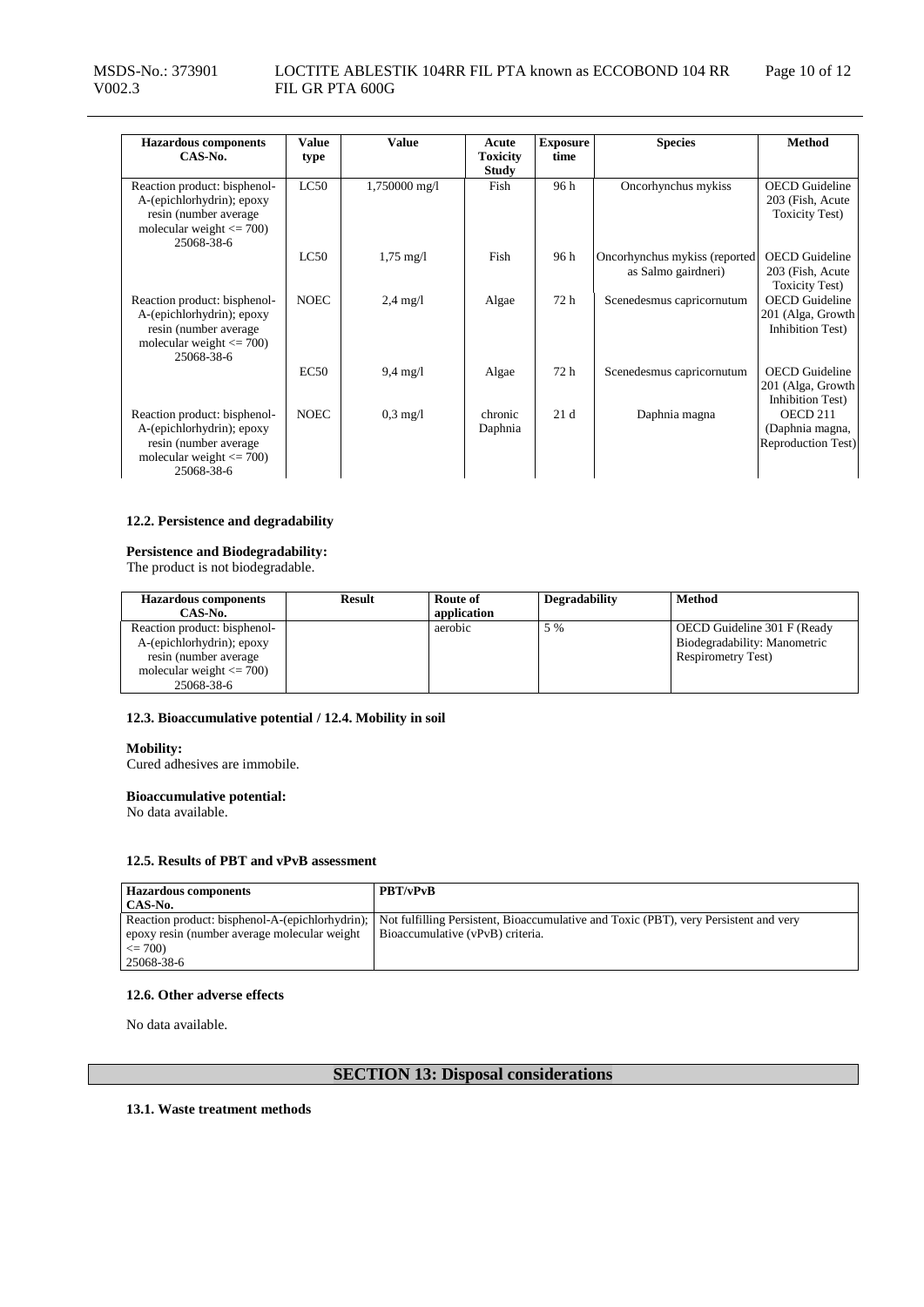| Hazardous components CAS-No. | Value type | Value | Acute Toxicity Study | Exposure time | Species | Method |
|---|---|---|---|---|---|---|
| Reaction product: bisphenol-A-(epichlorhydrin); epoxy resin (number average molecular weight <= 700) 25068-38-6 | LC50 | 1,750000 mg/l | Fish | 96 h | Oncorhynchus mykiss | OECD Guideline 203 (Fish, Acute Toxicity Test) |
| | LC50 | 1,75 mg/l | Fish | 96 h | Oncorhynchus mykiss (reported as Salmo gairdneri) | OECD Guideline 203 (Fish, Acute Toxicity Test) |
| Reaction product: bisphenol-A-(epichlorhydrin); epoxy resin (number average molecular weight <= 700) 25068-38-6 | NOEC | 2,4 mg/l | Algae | 72 h | Scenedesmus capricornutum | OECD Guideline 201 (Alga, Growth Inhibition Test) |
| | EC50 | 9,4 mg/l | Algae | 72 h | Scenedesmus capricornutum | OECD Guideline 201 (Alga, Growth Inhibition Test) |
| Reaction product: bisphenol-A-(epichlorhydrin); epoxy resin (number average molecular weight <= 700) 25068-38-6 | NOEC | 0,3 mg/l | chronic Daphnia | 21 d | Daphnia magna | OECD 211 (Daphnia magna, Reproduction Test) |

### 12.2. Persistence and degradability

**Persistence and Biodegradability:**
The product is not biodegradable.

| Hazardous components CAS-No. | Result | Route of application | Degradability | Method |
|---|---|---|---|---|
| Reaction product: bisphenol-A-(epichlorhydrin); epoxy resin (number average molecular weight <= 700) 25068-38-6 | | aerobic | 5 % | OECD Guideline 301 F (Ready Biodegradability: Manometric Respirometry Test) |

### 12.3. Bioaccumulative potential / 12.4. Mobility in soil

**Mobility:**
Cured adhesives are immobile.

**Bioaccumulative potential:**
No data available.

### 12.5. Results of PBT and vPvB assessment

| Hazardous components CAS-No. | PBT/vPvB |
|---|---|
| Reaction product: bisphenol-A-(epichlorhydrin); epoxy resin (number average molecular weight <= 700) 25068-38-6 | Not fulfilling Persistent, Bioaccumulative and Toxic (PBT), very Persistent and very Bioaccumulative (vPvB) criteria. |

### 12.6. Other adverse effects

No data available.

## SECTION 13: Disposal considerations

### 13.1. Waste treatment methods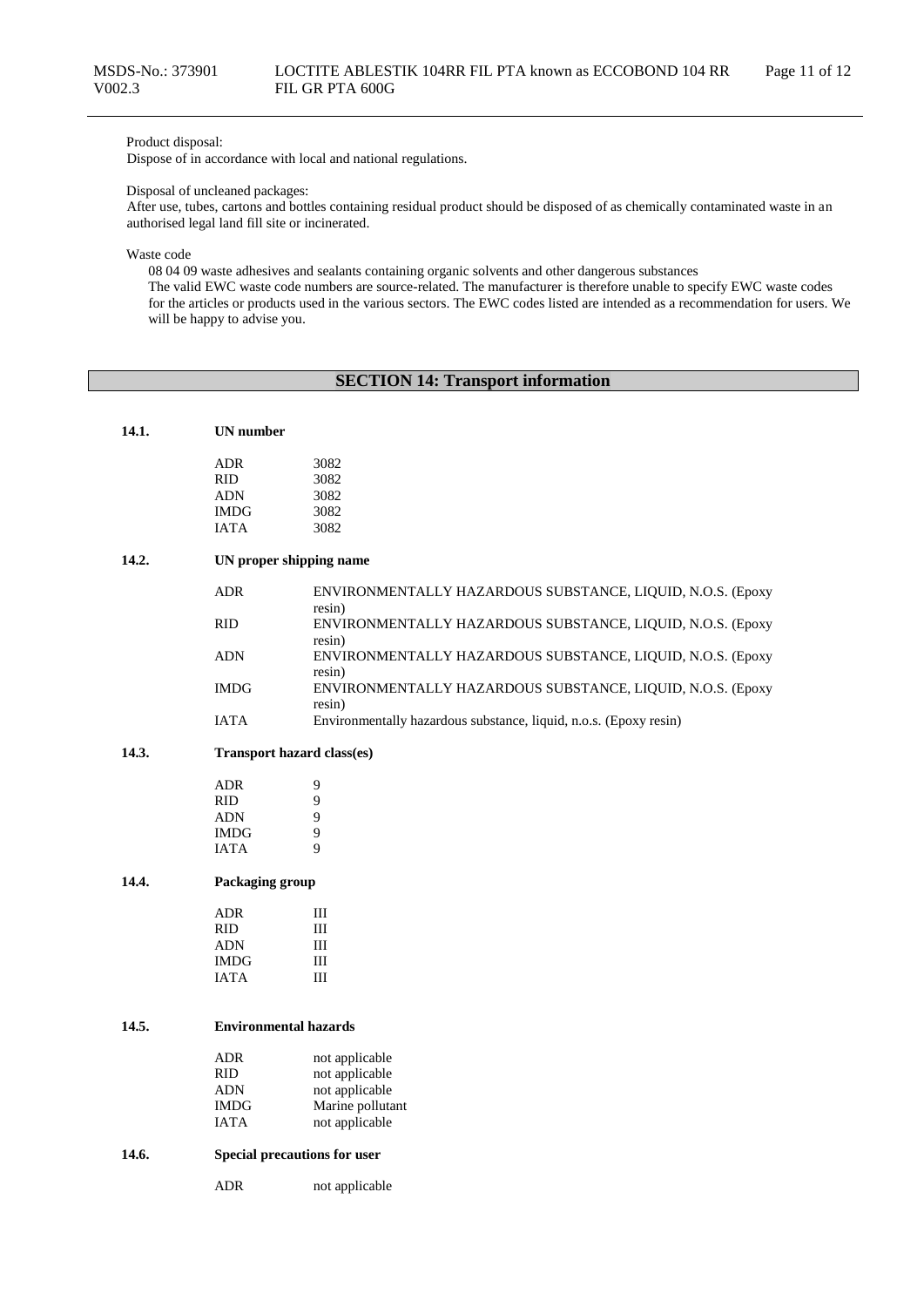Product disposal:
Dispose of in accordance with local and national regulations.

Disposal of uncleaned packages:
After use, tubes, cartons and bottles containing residual product should be disposed of as chemically contaminated waste in an authorised legal land fill site or incinerated.

Waste code
08 04 09 waste adhesives and sealants containing organic solvents and other dangerous substances
The valid EWC waste code numbers are source-related. The manufacturer is therefore unable to specify EWC waste codes for the articles or products used in the various sectors. The EWC codes listed are intended as a recommendation for users. We will be happy to advise you.

## SECTION 14: Transport information

### 14.1. UN number

| | |
|---|---|
| ADR | 3082 |
| RID | 3082 |
| ADN | 3082 |
| IMDG | 3082 |
| IATA | 3082 |

### 14.2. UN proper shipping name

| | |
|---|---|
| ADR | ENVIRONMENTALLY HAZARDOUS SUBSTANCE, LIQUID, N.O.S. (Epoxy resin) |
| RID | ENVIRONMENTALLY HAZARDOUS SUBSTANCE, LIQUID, N.O.S. (Epoxy resin) |
| ADN | ENVIRONMENTALLY HAZARDOUS SUBSTANCE, LIQUID, N.O.S. (Epoxy resin) |
| IMDG | ENVIRONMENTALLY HAZARDOUS SUBSTANCE, LIQUID, N.O.S. (Epoxy resin) |
| IATA | Environmentally hazardous substance, liquid, n.o.s. (Epoxy resin) |

### 14.3. Transport hazard class(es)

| | |
|---|---|
| ADR | 9 |
| RID | 9 |
| ADN | 9 |
| IMDG | 9 |
| IATA | 9 |

### 14.4. Packaging group

| | |
|---|---|
| ADR | III |
| RID | III |
| ADN | III |
| IMDG | III |
| IATA | III |

### 14.5. Environmental hazards

| | |
|---|---|
| ADR | not applicable |
| RID | not applicable |
| ADN | not applicable |
| IMDG | Marine pollutant |
| IATA | not applicable |

### 14.6. Special precautions for user

| | |
|---|---|
| ADR | not applicable |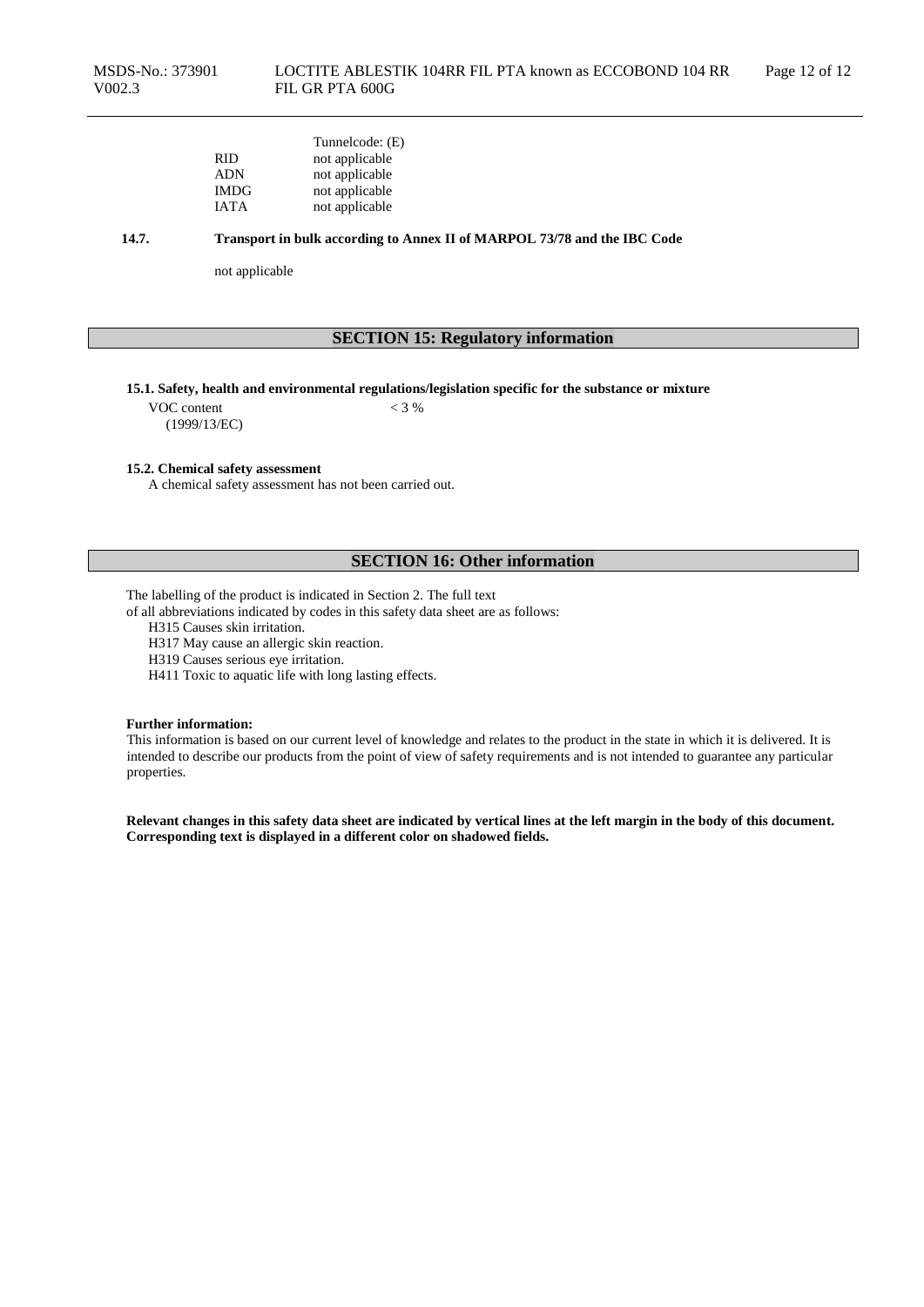| | |
|---|---|
| | Tunnelcode: (E) |
| RID | not applicable |
| ADN | not applicable |
| IMDG | not applicable |
| IATA | not applicable |

**14.7. Transport in bulk according to Annex II of MARPOL 73/78 and the IBC Code**

not applicable

## SECTION 15: Regulatory information

**15.1. Safety, health and environmental regulations/legislation specific for the substance or mixture**

| | |
|---|---|
| VOC content (1999/13/EC) | < 3 % |

**15.2. Chemical safety assessment**

A chemical safety assessment has not been carried out.

## SECTION 16: Other information

The labelling of the product is indicated in Section 2. The full text of all abbreviations indicated by codes in this safety data sheet are as follows:

H315 Causes skin irritation.
H317 May cause an allergic skin reaction.
H319 Causes serious eye irritation.
H411 Toxic to aquatic life with long lasting effects.

**Further information:**

This information is based on our current level of knowledge and relates to the product in the state in which it is delivered. It is intended to describe our products from the point of view of safety requirements and is not intended to guarantee any particular properties.

**Relevant changes in this safety data sheet are indicated by vertical lines at the left margin in the body of this document. Corresponding text is displayed in a different color on shadowed fields.**